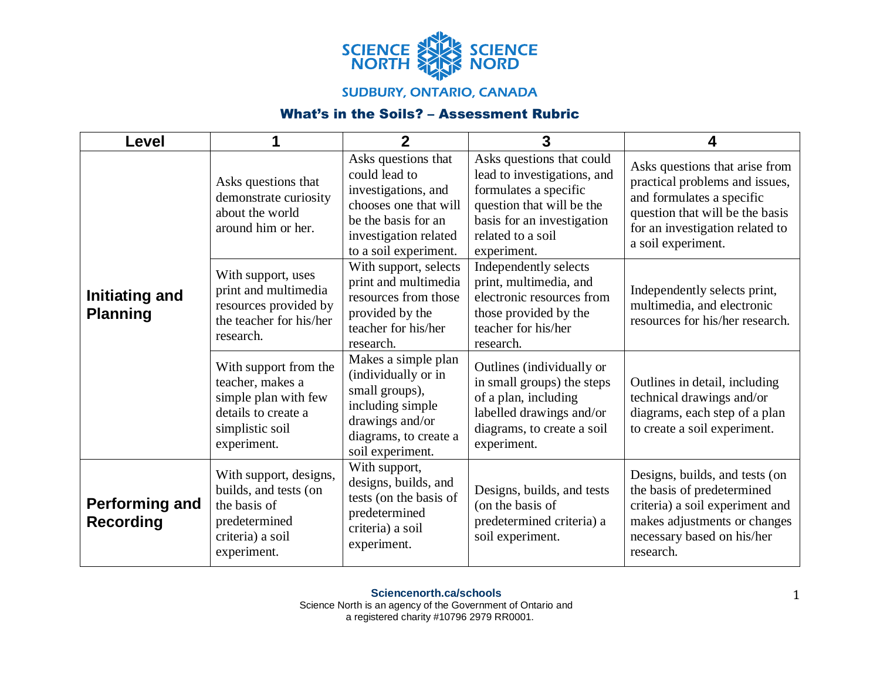SCIENCE NORTH SCIENCE NORD

SUDBURY, ONTARIO, CANADA

## What's in the Soils? – Assessment Rubric

| Level | 1 | 2 | 3 | 4 |
|---|---|---|---|---|
| **Initiating and Planning** | Asks questions that demonstrate curiosity about the world around him or her. | Asks questions that could lead to investigations, and chooses one that will be the basis for an investigation related to a soil experiment. | Asks questions that could lead to investigations, and formulates a specific question that will be the basis for an investigation related to a soil experiment. | Asks questions that arise from practical problems and issues, and formulates a specific question that will be the basis for an investigation related to a soil experiment. |
| | With support, uses print and multimedia resources provided by the teacher for his/her research. | With support, selects print and multimedia resources from those provided by the teacher for his/her research. | Independently selects print, multimedia, and electronic resources from those provided by the teacher for his/her research. | Independently selects print, multimedia, and electronic resources for his/her research. |
| | With support from the teacher, makes a simple plan with few details to create a simplistic soil experiment. | Makes a simple plan (individually or in small groups), including simple drawings and/or diagrams, to create a soil experiment. | Outlines (individually or in small groups) the steps of a plan, including labelled drawings and/or diagrams, to create a soil experiment. | Outlines in detail, including technical drawings and/or diagrams, each step of a plan to create a soil experiment. |
| **Performing and Recording** | With support, designs, builds, and tests (on the basis of predetermined criteria) a soil experiment. | With support, designs, builds, and tests (on the basis of predetermined criteria) a soil experiment. | Designs, builds, and tests (on the basis of predetermined criteria) a soil experiment. | Designs, builds, and tests (on the basis of predetermined criteria) a soil experiment and makes adjustments or changes necessary based on his/her research. |

**Sciencenorth.ca/schools**
Science North is an agency of the Government of Ontario and a registered charity #10796 2979 RR0001.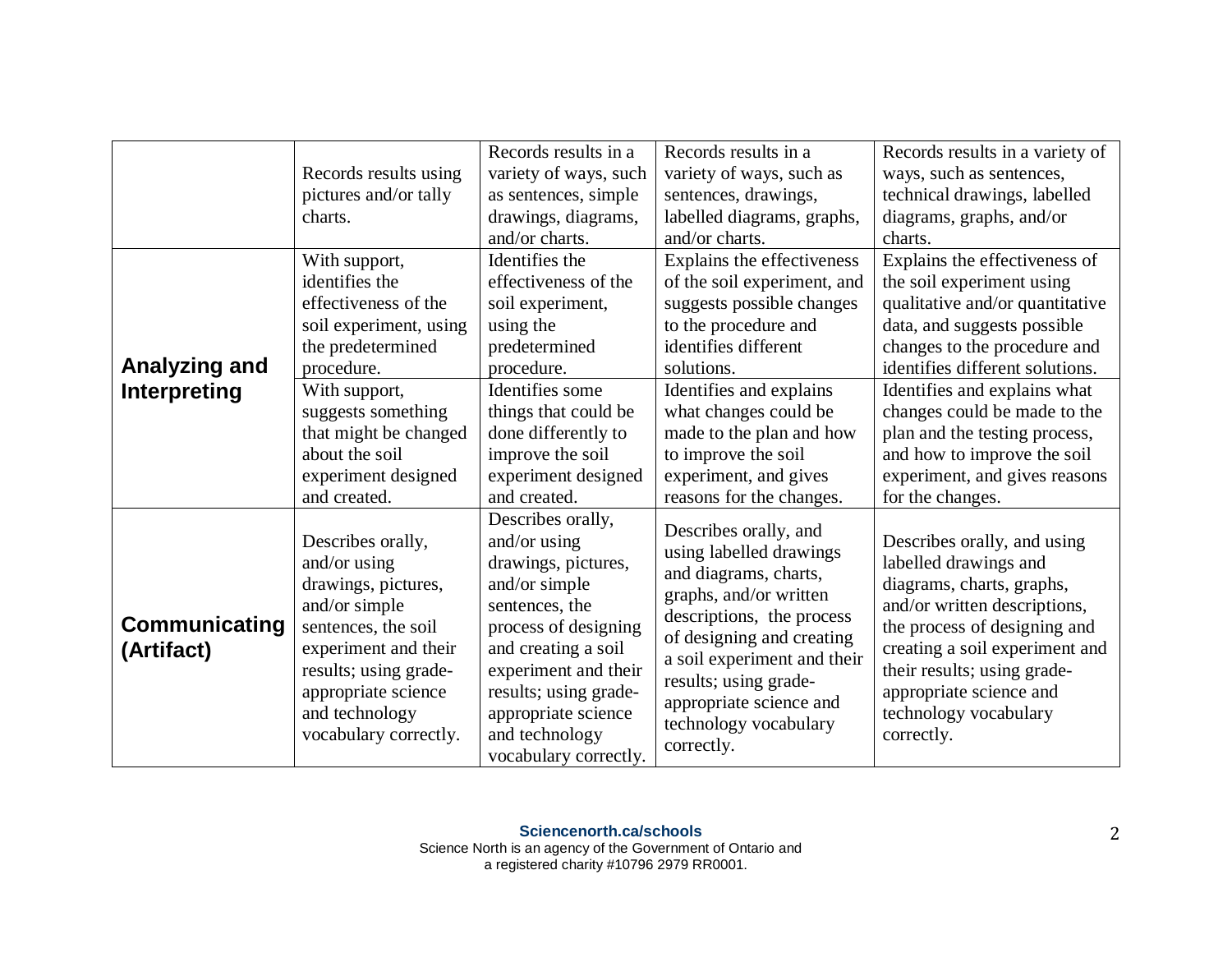| | | | | |
|---|---|---|---|---|
| | Records results using pictures and/or tally charts. | Records results in a variety of ways, such as sentences, simple drawings, diagrams, and/or charts. | Records results in a variety of ways, such as sentences, drawings, labelled diagrams, graphs, and/or charts. | Records results in a variety of ways, such as sentences, technical drawings, labelled diagrams, graphs, and/or charts. |
| **Analyzing and Interpreting** | With support, identifies the effectiveness of the soil experiment, using the predetermined procedure. | Identifies the effectiveness of the soil experiment, using the predetermined procedure. | Explains the effectiveness of the soil experiment, and suggests possible changes to the procedure and identifies different solutions. | Explains the effectiveness of the soil experiment using qualitative and/or quantitative data, and suggests possible changes to the procedure and identifies different solutions. |
| | With support, suggests something that might be changed about the soil experiment designed and created. | Identifies some things that could be done differently to improve the soil experiment designed and created. | Identifies and explains what changes could be made to the plan and how to improve the soil experiment, and gives reasons for the changes. | Identifies and explains what changes could be made to the plan and the testing process, and how to improve the soil experiment, and gives reasons for the changes. |
| **Communicating (Artifact)** | Describes orally, and/or using drawings, pictures, and/or simple sentences, the soil experiment and their results; using grade-appropriate science and technology vocabulary correctly. | Describes orally, and/or using drawings, pictures, and/or simple sentences, the process of designing and creating a soil experiment and their results; using grade-appropriate science and technology vocabulary correctly. | Describes orally, and using labelled drawings and diagrams, charts, graphs, and/or written descriptions, the process of designing and creating a soil experiment and their results; using grade-appropriate science and technology vocabulary correctly. | Describes orally, and using labelled drawings and diagrams, charts, graphs, and/or written descriptions, the process of designing and creating a soil experiment and their results; using grade-appropriate science and technology vocabulary correctly. |

**Sciencenorth.ca/schools**
Science North is an agency of the Government of Ontario and
a registered charity #10796 2979 RR0001.